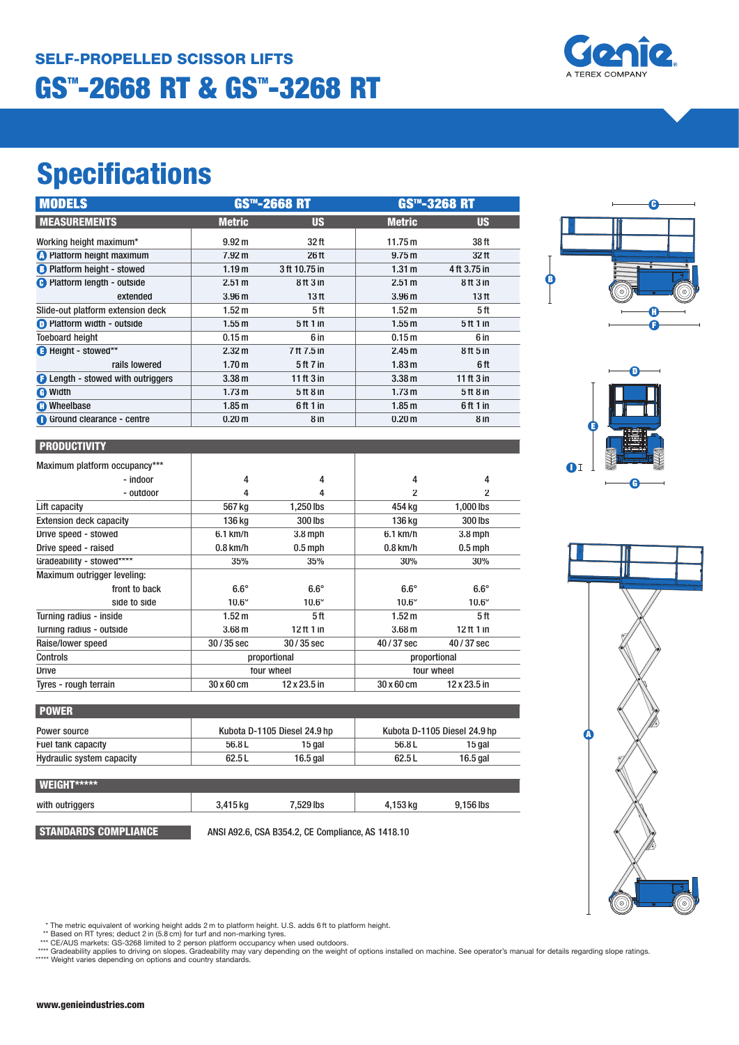## SELF-PROPELLED SCISSOR LIFTS

# GS™-2668 RT & GS™-3268 RT

Genie
A TEREX COMPANY

# Specifications

| MODELS | GS™-2668 RT | | GS™-3268 RT | |
|---|---|---|---|---|
| **MEASUREMENTS** | **Metric** | **US** | **Metric** | **US** |
| Working height maximum* | 9.92 m | 32 ft | 11.75 m | 38 ft |
| A Platform height maximum | 7.92 m | 26 ft | 9.75 m | 32 ft |
| B Platform height - stowed | 1.19 m | 3 ft 10.75 in | 1.31 m | 4 ft 3.75 in |
| C Platform length - outside | 2.51 m | 8 ft 3 in | 2.51 m | 8 ft 3 in |
| extended | 3.96 m | 13 ft | 3.96 m | 13 ft |
| Slide-out platform extension deck | 1.52 m | 5 ft | 1.52 m | 5 ft |
| D Platform width - outside | 1.55 m | 5 ft 1 in | 1.55 m | 5 ft 1 in |
| Toeboard height | 0.15 m | 6 in | 0.15 m | 6 in |
| E Height - stowed** | 2.32 m | 7 ft 7.5 in | 2.45 m | 8 ft 5 in |
| rails lowered | 1.70 m | 5 ft 7 in | 1.83 m | 6 ft |
| F Length - stowed with outriggers | 3.38 m | 11 ft 3 in | 3.38 m | 11 ft 3 in |
| G Width | 1.73 m | 5 ft 8 in | 1.73 m | 5 ft 8 in |
| H Wheelbase | 1.85 m | 6 ft 1 in | 1.85 m | 6 ft 1 in |
| I Ground clearance - centre | 0.20 m | 8 in | 0.20 m | 8 in |
| **PRODUCTIVITY** | | | | |
| Maximum platform occupancy*** | | | | |
| - indoor | 4 | 4 | 4 | 4 |
| - outdoor | 4 | 4 | 2 | 2 |
| Lift capacity | 567 kg | 1,250 lbs | 454 kg | 1,000 lbs |
| Extension deck capacity | 136 kg | 300 lbs | 136 kg | 300 lbs |
| Drive speed - stowed | 6.1 km/h | 3.8 mph | 6.1 km/h | 3.8 mph |
| Drive speed - raised | 0.8 km/h | 0.5 mph | 0.8 km/h | 0.5 mph |
| Gradeability - stowed**** | 35% | 35% | 30% | 30% |
| Maximum outrigger leveling: | | | | |
| front to back | 6.6° | 6.6° | 6.6° | 6.6° |
| side to side | 10.6° | 10.6° | 10.6° | 10.6° |
| Turning radius - inside | 1.52 m | 5 ft | 1.52 m | 5 ft |
| Turning radius - outside | 3.68 m | 12 ft 1 in | 3.68 m | 12 ft 1 in |
| Raise/lower speed | 30 / 35 sec | 30 / 35 sec | 40 / 37 sec | 40 / 37 sec |
| Controls | proportional | | proportional | |
| Drive | four wheel | | four wheel | |
| Tyres - rough terrain | 30 x 60 cm | 12 x 23.5 in | 30 x 60 cm | 12 x 23.5 in |
| **POWER** | | | | |
| Power source | Kubota D-1105 Diesel 24.9 hp | | Kubota D-1105 Diesel 24.9 hp | |
| Fuel tank capacity | 56.8 L | 15 gal | 56.8 L | 15 gal |
| Hydraulic system capacity | 62.5 L | 16.5 gal | 62.5 L | 16.5 gal |
| **WEIGHT******* | | | | |
| with outriggers | 3,415 kg | 7,529 lbs | 4,153 kg | 9,156 lbs |

**STANDARDS COMPLIANCE** ANSI A92.6, CSA B354.2, CE Compliance, AS 1418.10

\* The metric equivalent of working height adds 2 m to platform height. U.S. adds 6 ft to platform height.
\** Based on RT tyres; deduct 2 in (5.8 cm) for turf and non-marking tyres.
\*** CE/AUS markets: GS-3268 limited to 2 person platform occupancy when used outdoors.
\**** Gradeability applies to driving on slopes. Gradeability may vary depending on the weight of options installed on machine. See operator's manual for details regarding slope ratings.
\***** Weight varies depending on options and country standards.

www.genieindustries.com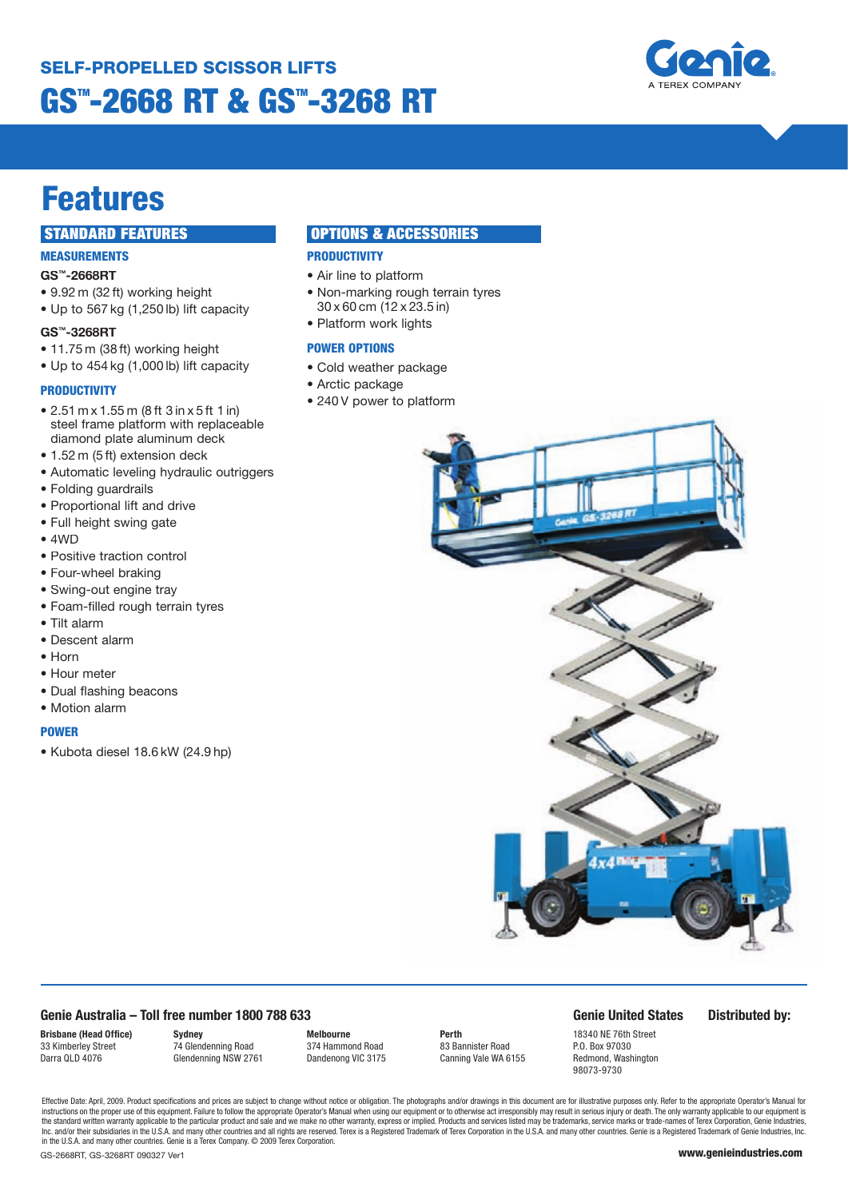SELF-PROPELLED SCISSOR LIFTS

# GS™-2668 RT & GS™-3268 RT

Genie
A TEREX COMPANY

# Features

## STANDARD FEATURES

### MEASUREMENTS

**GS™-2668RT**

- 9.92 m (32 ft) working height
- Up to 567 kg (1,250 lb) lift capacity

**GS™-3268RT**

- 11.75 m (38 ft) working height
- Up to 454 kg (1,000 lb) lift capacity

### PRODUCTIVITY

- 2.51 m x 1.55 m (8 ft 3 in x 5 ft 1 in) steel frame platform with replaceable diamond plate aluminum deck
- 1.52 m (5 ft) extension deck
- Automatic leveling hydraulic outriggers
- Folding guardrails
- Proportional lift and drive
- Full height swing gate
- 4WD
- Positive traction control
- Four-wheel braking
- Swing-out engine tray
- Foam-filled rough terrain tyres
- Tilt alarm
- Descent alarm
- Horn
- Hour meter
- Dual flashing beacons
- Motion alarm

### POWER

- Kubota diesel 18.6 kW (24.9 hp)

## OPTIONS & ACCESSORIES

### PRODUCTIVITY

- Air line to platform
- Non-marking rough terrain tyres 30 x 60 cm (12 x 23.5 in)
- Platform work lights

### POWER OPTIONS

- Cold weather package
- Arctic package
- 240 V power to platform

**Genie Australia – Toll free number 1800 788 633**

**Brisbane (Head Office)**
33 Kimberley Street
Darra QLD 4076

**Sydney**
74 Glendenning Road
Glendenning NSW 2761

**Melbourne**
374 Hammond Road
Dandenong VIC 3175

**Perth**
83 Bannister Road
Canning Vale WA 6155

**Genie United States**
18340 NE 76th Street
P.O. Box 97030
Redmond, Washington
98073-9730

**Distributed by:**

Effective Date: April, 2009. Product specifications and prices are subject to change without notice or obligation. The photographs and/or drawings in this document are for illustrative purposes only. Refer to the appropriate Operator's Manual for instructions on the proper use of this equipment. Failure to follow the appropriate Operator's Manual when using our equipment or to otherwise act irresponsibly may result in serious injury or death. The only warranty applicable to our equipment is the standard written warranty applicable to the particular product and sale and we make no other warranty, express or implied. Products and services listed may be trademarks, service marks or trade-names of Terex Corporation, Genie Industries, Inc. and/or their subsidiaries in the U.S.A. and many other countries and all rights are reserved. Terex is a Registered Trademark of Terex Corporation in the U.S.A. and many other countries. Genie is a Registered Trademark of Genie Industries, Inc. in the U.S.A. and many other countries. Genie is a Terex Company. © 2009 Terex Corporation.

GS-2668RT, GS-3268RT 090327 Ver1

**www.genieindustries.com**